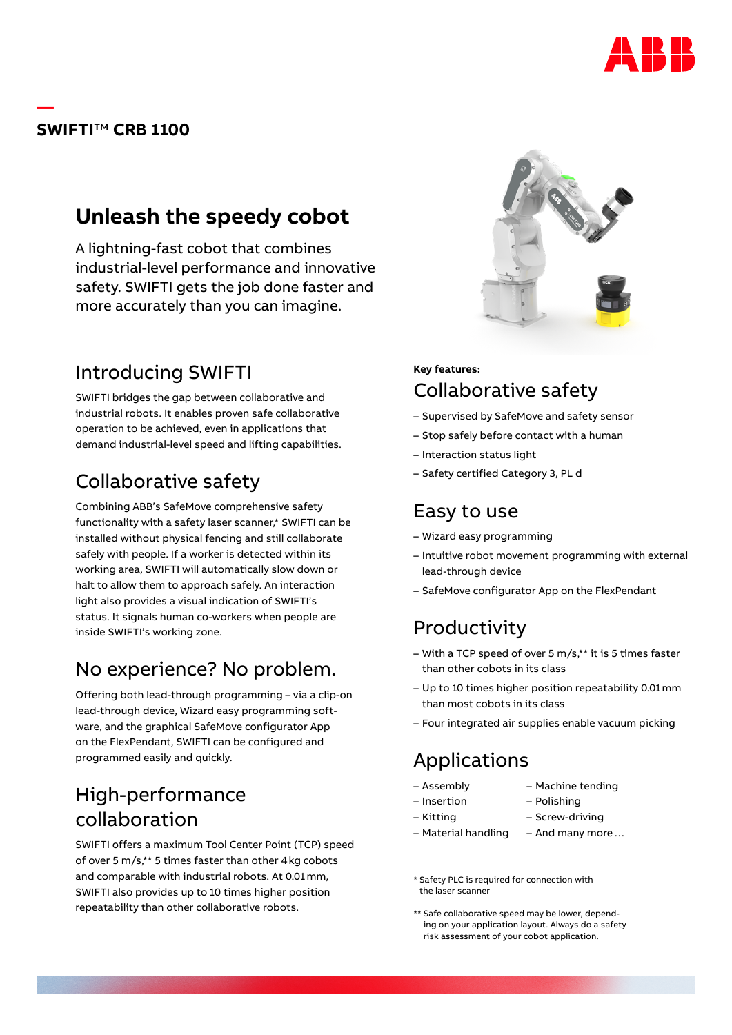# SWIFTI™ CRB 1100

## Unleash the speedy cobot

A lightning-fast cobot that combines industrial-level performance and innovative safety. SWIFTI gets the job done faster and more accurately than you can imagine.

## Introducing SWIFTI

SWIFTI bridges the gap between collaborative and industrial robots. It enables proven safe collaborative operation to be achieved, even in applications that demand industrial-level speed and lifting capabilities.

## Collaborative safety

Combining ABB's SafeMove comprehensive safety functionality with a safety laser scanner,* SWIFTI can be installed without physical fencing and still collaborate safely with people. If a worker is detected within its working area, SWIFTI will automatically slow down or halt to allow them to approach safely. An interaction light also provides a visual indication of SWIFTI's status. It signals human co-workers when people are inside SWIFTI's working zone.

## No experience? No problem.

Offering both lead-through programming – via a clip-on lead-through device, Wizard easy programming software, and the graphical SafeMove configurator App on the FlexPendant, SWIFTI can be configured and programmed easily and quickly.

## High-performance collaboration

SWIFTI offers a maximum Tool Center Point (TCP) speed of over 5 m/s,** 5 times faster than other 4 kg cobots and comparable with industrial robots. At 0.01 mm, SWIFTI also provides up to 10 times higher position repeatability than other collaborative robots.

**Key features:**

## Collaborative safety

- Supervised by SafeMove and safety sensor
- Stop safely before contact with a human
- Interaction status light
- Safety certified Category 3, PL d

## Easy to use

- Wizard easy programming
- Intuitive robot movement programming with external lead-through device
- SafeMove configurator App on the FlexPendant

## Productivity

- With a TCP speed of over 5 m/s,** it is 5 times faster than other cobots in its class
- Up to 10 times higher position repeatability 0.01 mm than most cobots in its class
- Four integrated air supplies enable vacuum picking

## Applications

- Assembly
- Insertion
- Kitting
- Material handling
- Machine tending
- Polishing
- Screw-driving
- And many more …

\* Safety PLC is required for connection with the laser scanner

\** Safe collaborative speed may be lower, depending on your application layout. Always do a safety risk assessment of your cobot application.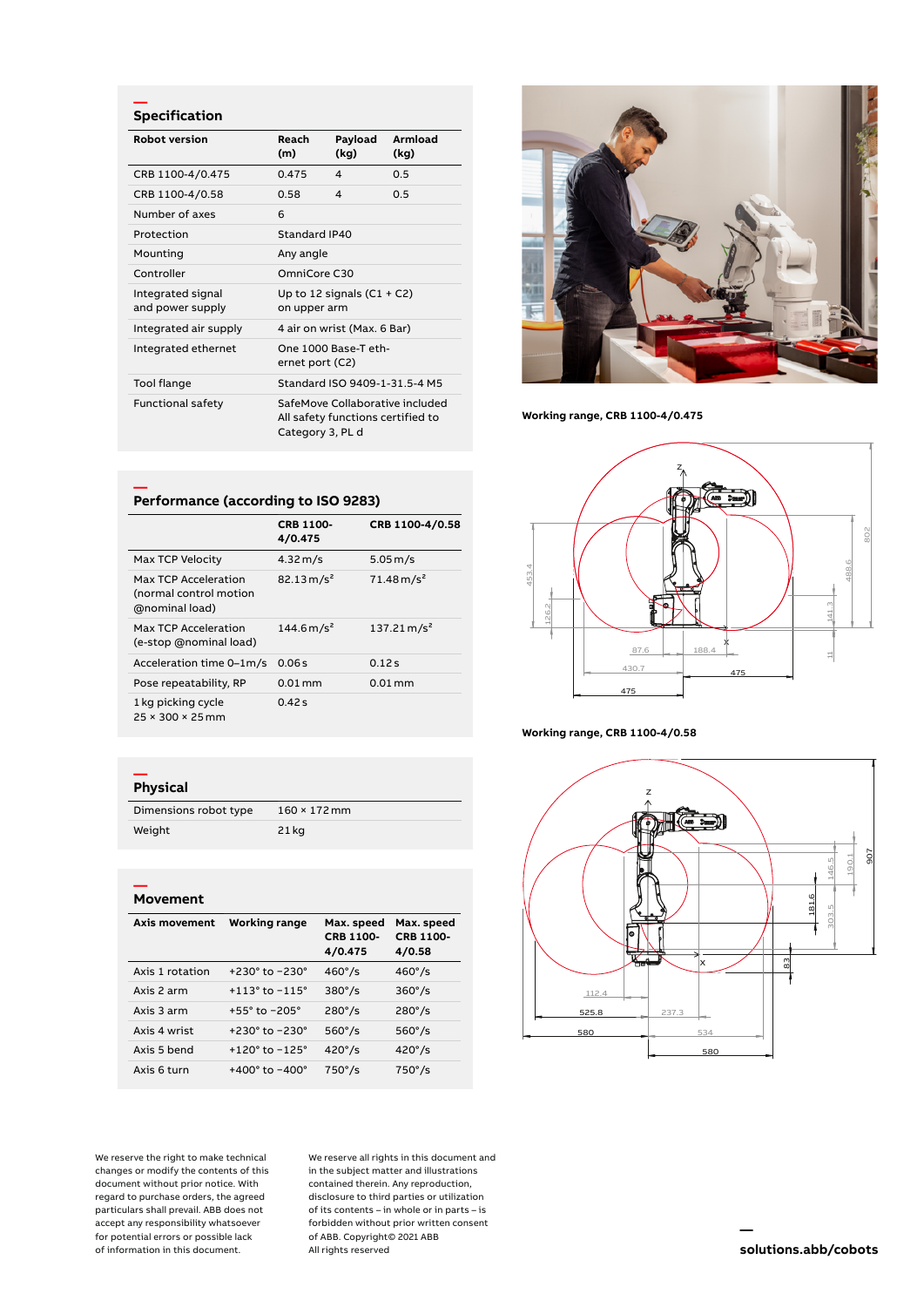## Specification

| Robot version | Reach (m) | Payload (kg) | Armload (kg) |
|---|---|---|---|
| CRB 1100-4/0.475 | 0.475 | 4 | 0.5 |
| CRB 1100-4/0.58 | 0.58 | 4 | 0.5 |
| Number of axes | 6 | | |
| Protection | Standard IP40 | | |
| Mounting | Any angle | | |
| Controller | OmniCore C30 | | |
| Integrated signal and power supply | Up to 12 signals (C1 + C2) on upper arm | | |
| Integrated air supply | 4 air on wrist (Max. 6 Bar) | | |
| Integrated ethernet | One 1000 Base-T ethernet port (C2) | | |
| Tool flange | Standard ISO 9409-1-31.5-4 M5 | | |
| Functional safety | SafeMove Collaborative included All safety functions certified to Category 3, PL d | | |

## Performance (according to ISO 9283)

| | CRB 1100-4/0.475 | CRB 1100-4/0.58 |
|---|---|---|
| Max TCP Velocity | 4.32 m/s | 5.05 m/s |
| Max TCP Acceleration (normal control motion @nominal load) | 82.13 $m/s^2$ | 71.48 $m/s^2$ |
| Max TCP Acceleration (e-stop @nominal load) | 144.6 $m/s^2$ | 137.21 $m/s^2$ |
| Acceleration time 0–1m/s | 0.06 s | 0.12 s |
| Pose repeatability, RP | 0.01 mm | 0.01 mm |
| 1 kg picking cycle 25 × 300 × 25 mm | 0.42 s | |

## Physical

| | |
|---|---|
| Dimensions robot type | 160 × 172 mm |
| Weight | 21 kg |

## Movement

| Axis movement | Working range | Max. speed CRB 1100-4/0.475 | Max. speed CRB 1100-4/0.58 |
|---|---|---|---|
| Axis 1 rotation | +230° to −230° | 460°/s | 460°/s |
| Axis 2 arm | +113° to −115° | 380°/s | 360°/s |
| Axis 3 arm | +55° to −205° | 280°/s | 280°/s |
| Axis 4 wrist | +230° to −230° | 560°/s | 560°/s |
| Axis 5 bend | +120° to −125° | 420°/s | 420°/s |
| Axis 6 turn | +400° to −400° | 750°/s | 750°/s |

**Working range, CRB 1100-4/0.475**

Z
X
453.4
126.2
87.6
188.4
430.7
475
475
802
488.6
141.3
11

**Working range, CRB 1100-4/0.58**

Z
X
112.4
525.8
237.3
580
534
580
907
190.1
146.5
181.6
303.5
83

We reserve the right to make technical changes or modify the contents of this document without prior notice. With regard to purchase orders, the agreed particulars shall prevail. ABB does not accept any responsibility whatsoever for potential errors or possible lack of information in this document.

We reserve all rights in this document and in the subject matter and illustrations contained therein. Any reproduction, disclosure to third parties or utilization of its contents – in whole or in parts – is forbidden without prior written consent of ABB. Copyright© 2021 ABB All rights reserved

**solutions.abb/cobots**